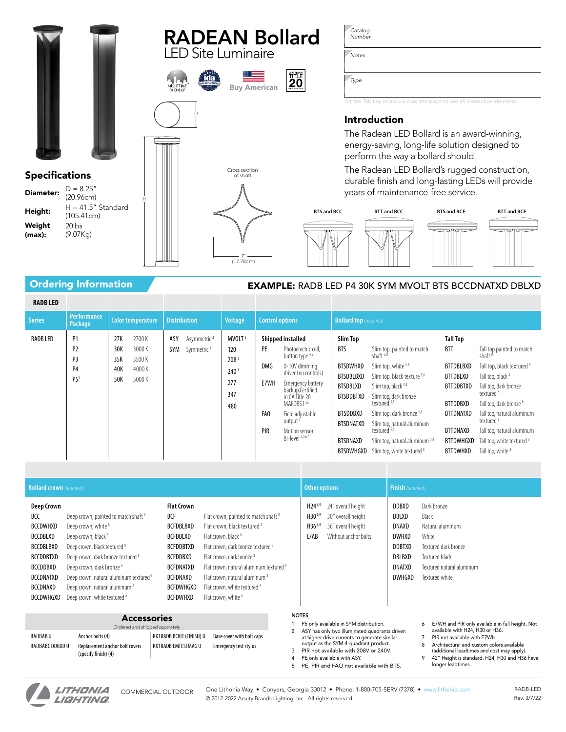# RADEAN Bollard

## LED Site Luminaire

NIGHTTIME FRIENDLY | Buy American | CERTIFIED IN TITLE 20

Catalog Number

Notes

Type

*Hit the Tab key or mouse over the page to see all interactive elements.*

## Introduction

The Radean LED Bollard is an award-winning, energy-saving, long-life solution designed to perform the way a bollard should.

The Radean LED Bollard's rugged construction, durable finish and long-lasting LEDs will provide years of maintenance-free service.

## Specifications

| | |
|---|---|
| **Diameter:** | D = 8.25" (20.96cm) |
| **Height:** | H = 41.5" Standard (105.41cm) |
| **Weight (max):** | 20lbs (9.07Kg) |

Cross section of shaft

7" (17.78cm)

BTS and BCC | BTT and BCC | BTS and BCF | BTT and BCF

## Ordering Information

**EXAMPLE:** RADB LED P4 30K SYM MVOLT BTS BCCDNATXD DBLXD

**RADB LED**

| Series | Performance Package | Color temperature | Distribution | Voltage | Control options | Bollard top *(required)* |
|---|---|---|---|---|---|---|
| RADB LED | P1<br>P2<br>P3<br>P4<br>P5[1] | 27K 2700 K<br>30K 3000 K<br>35K 3500 K<br>40K 4000 K<br>50K 5000 K | ASY Asymmetric[2]<br>SYM Symmetric[1] | MVOLT[3]<br>120<br>208[3]<br>240[3]<br>277<br>347<br>480 | **Shipped installed**<br>PE Photoelectric cell, button type[4,5]<br>DMG 0-10V dimming driver (no controls)<br>E7WH Emergency battery backup,Certified in CA Title 20 MAEDBS[1,6,7]<br>FAO Field adjustable output[5]<br>PIR Motion sensor Bi-level[3,5,6,7] | **Slim Top**<br>BTS Slim top, painted to match shaft[5,8]<br>BTSDWHXD Slim top, white[5,8]<br>BTSDBLBXD Slim top, black texture[5,8]<br>BTSDBLXD Slim top, black[5,8]<br>BTSDDBTXD Slim top, dark bronze textured[5,8]<br>BTSDDBXD Slim top, dark bronze[5,8]<br>BTSDNATXD Slim top, natural aluminum textured[5,8]<br>BTSDNAXD Slim top, natural aluminum[5,8]<br>BTSDWHGXD Slim top, white textured[8]<br><br>**Tall Top**<br>BTT Tall top painted to match shaft[8]<br>BTTDBLBXD Tall top, black textured[8]<br>BTTDBLXD Tall top, black[8]<br>BTTDDBTXD Tall top, dark bronze textured[8]<br>BTTDDBXD Tall top, dark bronze[8]<br>BTTDNATXD Tall top, natural aluminum textured[8]<br>BTTDNAXD Tall top, natural aluminum<br>BTTDWHGXD Tall top, white textured[8]<br>BTTDWHXD Tall top, white[8] |

| Bollard crown *(required)* | Other options | Finish *(required)* |
|---|---|---|
| **Deep Crown**<br>BCC Deep crown, painted to match shaft[8]<br>BCCDWHXD Deep crown, white[8]<br>BCCDBLXD Deep crown, black[8]<br>BCCDBLBXD Deep crown, black textured[8]<br>BCCDDBTXD Deep crown, dark bronze textured[8]<br>BCCDDBXD Deep crown, dark bronze[8]<br>BCCDNATXD Deep crown, natural aluminum textured[8]<br>BCCDNAXD Deep crown, natural aluminum[8]<br>BCCDWHGXD Deep crown, white textured[8]<br><br>**Flat Crown**<br>BCF Flat crown, painted to match shaft[8]<br>BCFDBLBXD Flat crown, black textured[8]<br>BCFDBLXD Flat crown, black[8]<br>BCFDDBTXD Flat crown, dark bronze textured[8]<br>BCFDDBXD Flat crown, dark bronze[8]<br>BCFDNATXD Flat crown, natural aluminum textured[8]<br>BCFDNAXD Flat crown, natural aluminum[8]<br>BCFDWHGXD Flat crown, white textured[8]<br>BCFDWHXD Flat crown, white[8] | H24[6,9] 24" overall height<br>H30[6,9] 30" overall height<br>H36[6,9] 36" overall height<br>L/AB Without anchor bolts | DDBXD Dark bronze<br>DBLXD Black<br>DNAXD Natural aluminum<br>DWHXD White<br>DDBTXD Textured dark bronze<br>DBLBXD Textured black<br>DNATXD Textured natural aluminum<br>DWHGXD Textured white |

### Accessories

*Ordered and shipped separately.*

| | | | |
|---|---|---|---|
| RADBAB U | Anchor bolts (4) | RK1RADB BCKIT (FINISH) U | Base cover with bolt caps |
| RADBABC DDBXD U | Replacement anchor bolt covers (specify finish) (4) | RK1RADB EMTESTMAG U | Emergency test stylus |

### NOTES

1. P5 only available in SYM distribution.
2. ASY has only two illuminated quadrants driven at higher drive currents to generate similar output as the SYM-4-quadrant product.
3. PIR not available with 208V or 240V.
4. PE only available with ASY.
5. PE, PIR and FAO not available with BTS.
6. E7WH and PIR only available in full height. Not available with H24, H30 or H36.
7. PIR not available with E7WH.
8. Architectural and custom colors available (additional leadtimes and cost may apply).
9. 42" Height is standard. H24, H30 and H36 have longer leadtimes.

LITHONIA LIGHTING | COMMERCIAL OUTDOOR | One Lithonia Way • Conyers, Georgia 30012 • Phone: 1-800-705-SERV (7378) • www.lithonia.com | © 2012-2022 Acuity Brands Lighting, Inc. All rights reserved. | RADB-LED Rev. 3/7/22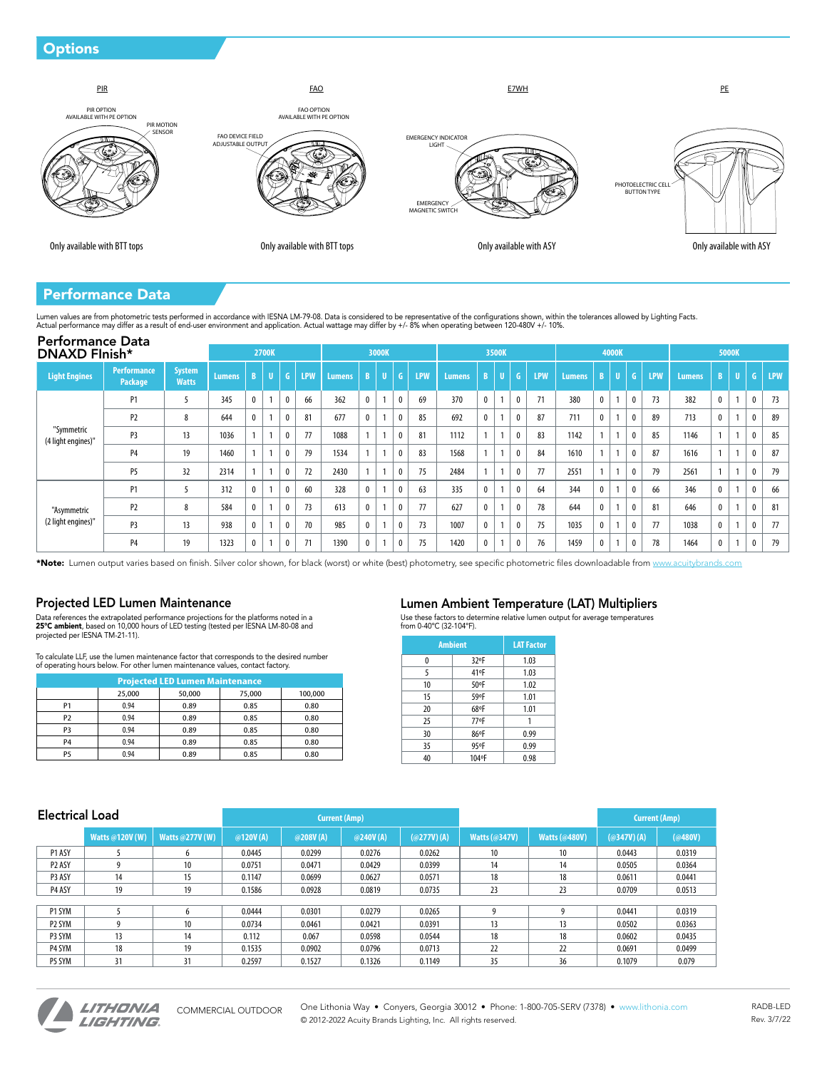## Options

**PIR**

PIR OPTION AVAILABLE WITH PE OPTION

PIR MOTION SENSOR

Only available with BTT tops

**FAO**

FAO OPTION AVAILABLE WITH PE OPTION

FAO DEVICE FIELD ADJUSTABLE OUTPUT

Only available with BTT tops

**E7WH**

EMERGENCY INDICATOR LIGHT

EMERGENCY MAGNETIC SWITCH

Only available with ASY

**PE**

PHOTOELECTRIC CELL BUTTON TYPE

Only available with ASY

## Performance Data

Lumen values are from photometric tests performed in accordance with IESNA LM-79-08. Data is considered to be representative of the configurations shown, within the tolerances allowed by Lighting Facts. Actual performance may differ as a result of end-user environment and application. Actual wattage may differ by +/- 8% when operating between 120-480V +/- 10%.

### Performance Data DNAXD FInish*

| Light Engines | Performance Package | System Watts | 2700K | | | | | 3000K | | | | | 3500K | | | | | 4000K | | | | | 5000K | | | | |
|---|---|---|---|---|---|---|---|---|---|---|---|---|---|---|---|---|---|---|---|---|---|---|---|---|---|---|---|
| | | | Lumens | B | U | G | LPW | Lumens | B | U | G | LPW | Lumens | B | U | G | LPW | Lumens | B | U | G | LPW | Lumens | B | U | G | LPW |
| "Symmetric (4 light engines)" | P1 | 5 | 345 | 0 | 1 | 0 | 66 | 362 | 0 | 1 | 0 | 69 | 370 | 0 | 1 | 0 | 71 | 380 | 0 | 1 | 0 | 73 | 382 | 0 | 1 | 0 | 73 |
| | P2 | 8 | 644 | 0 | 1 | 0 | 81 | 677 | 0 | 1 | 0 | 85 | 692 | 0 | 1 | 0 | 87 | 711 | 0 | 1 | 0 | 89 | 713 | 0 | 1 | 0 | 89 |
| | P3 | 13 | 1036 | 1 | 1 | 0 | 77 | 1088 | 1 | 1 | 0 | 81 | 1112 | 1 | 1 | 0 | 83 | 1142 | 1 | 1 | 0 | 85 | 1146 | 1 | 1 | 0 | 85 |
| | P4 | 19 | 1460 | 1 | 1 | 0 | 79 | 1534 | 1 | 1 | 0 | 83 | 1568 | 1 | 1 | 0 | 84 | 1610 | 1 | 1 | 0 | 87 | 1616 | 1 | 1 | 0 | 87 |
| | P5 | 32 | 2314 | 1 | 1 | 0 | 72 | 2430 | 1 | 1 | 0 | 75 | 2484 | 1 | 1 | 0 | 77 | 2551 | 1 | 1 | 0 | 79 | 2561 | 1 | 1 | 0 | 79 |
| "Asymmetric (2 light engines)" | P1 | 5 | 312 | 0 | 1 | 0 | 60 | 328 | 0 | 1 | 0 | 63 | 335 | 0 | 1 | 0 | 64 | 344 | 0 | 1 | 0 | 66 | 346 | 0 | 1 | 0 | 66 |
| | P2 | 8 | 584 | 0 | 1 | 0 | 73 | 613 | 0 | 1 | 0 | 77 | 627 | 0 | 1 | 0 | 78 | 644 | 0 | 1 | 0 | 81 | 646 | 0 | 1 | 0 | 81 |
| | P3 | 13 | 938 | 0 | 1 | 0 | 70 | 985 | 0 | 1 | 0 | 73 | 1007 | 0 | 1 | 0 | 75 | 1035 | 0 | 1 | 0 | 77 | 1038 | 0 | 1 | 0 | 77 |
| | P4 | 19 | 1323 | 0 | 1 | 0 | 71 | 1390 | 0 | 1 | 0 | 75 | 1420 | 0 | 1 | 0 | 76 | 1459 | 0 | 1 | 0 | 78 | 1464 | 0 | 1 | 0 | 79 |

***Note:** Lumen output varies based on finish. Silver color shown, for black (worst) or white (best) photometry, see specific photometric files downloadable from www.acuitybrands.com

### Projected LED Lumen Maintenance

Data references the extrapolated performance projections for the platforms noted in a **25°C ambient**, based on 10,000 hours of LED testing (tested per IESNA LM-80-08 and projected per IESNA TM-21-11).

To calculate LLF, use the lumen maintenance factor that corresponds to the desired number of operating hours below. For other lumen maintenance values, contact factory.

| Projected LED Lumen Maintenance | | | | |
|---|---|---|---|---|
| | 25,000 | 50,000 | 75,000 | 100,000 |
| P1 | 0.94 | 0.89 | 0.85 | 0.80 |
| P2 | 0.94 | 0.89 | 0.85 | 0.80 |
| P3 | 0.94 | 0.89 | 0.85 | 0.80 |
| P4 | 0.94 | 0.89 | 0.85 | 0.80 |
| P5 | 0.94 | 0.89 | 0.85 | 0.80 |

### Lumen Ambient Temperature (LAT) Multipliers

Use these factors to determine relative lumen output for average temperatures from 0-40°C (32-104°F).

| Ambient | | LAT Factor |
|---|---|---|
| 0 | 32ºF | 1.03 |
| 5 | 41ºF | 1.03 |
| 10 | 50ºF | 1.02 |
| 15 | 59ºF | 1.01 |
| 20 | 68ºF | 1.01 |
| 25 | 77ºF | 1 |
| 30 | 86ºF | 0.99 |
| 35 | 95ºF | 0.99 |
| 40 | 104ºF | 0.98 |

### Electrical Load

| | Watts @120V (W) | Watts @277V (W) | Current (Amp) @120V (A) | Current (Amp) @208V (A) | Current (Amp) @240V (A) | Current (Amp) (@277V) (A) | Watts (@347V) | Watts (@480V) | Current (Amp) (@347V) (A) | Current (Amp) (@480V) |
|---|---|---|---|---|---|---|---|---|---|---|
| P1 ASY | 5 | 6 | 0.0445 | 0.0299 | 0.0276 | 0.0262 | 10 | 10 | 0.0443 | 0.0319 |
| P2 ASY | 9 | 10 | 0.0751 | 0.0471 | 0.0429 | 0.0399 | 14 | 14 | 0.0505 | 0.0364 |
| P3 ASY | 14 | 15 | 0.1147 | 0.0699 | 0.0627 | 0.0571 | 18 | 18 | 0.0611 | 0.0441 |
| P4 ASY | 19 | 19 | 0.1586 | 0.0928 | 0.0819 | 0.0735 | 23 | 23 | 0.0709 | 0.0513 |
| P1 SYM | 5 | 6 | 0.0444 | 0.0301 | 0.0279 | 0.0265 | 9 | 9 | 0.0441 | 0.0319 |
| P2 SYM | 9 | 10 | 0.0734 | 0.0461 | 0.0421 | 0.0391 | 13 | 13 | 0.0502 | 0.0363 |
| P3 SYM | 13 | 14 | 0.112 | 0.067 | 0.0598 | 0.0544 | 18 | 18 | 0.0602 | 0.0435 |
| P4 SYM | 18 | 19 | 0.1535 | 0.0902 | 0.0796 | 0.0713 | 22 | 22 | 0.0691 | 0.0499 |
| P5 SYM | 31 | 31 | 0.2597 | 0.1527 | 0.1326 | 0.1149 | 35 | 36 | 0.1079 | 0.079 |

LITHONIA LIGHTING. COMMERCIAL OUTDOOR

One Lithonia Way • Conyers, Georgia 30012 • Phone: 1-800-705-SERV (7378) • www.lithonia.com
© 2012-2022 Acuity Brands Lighting, Inc. All rights reserved.

RADB-LED
Rev. 3/7/22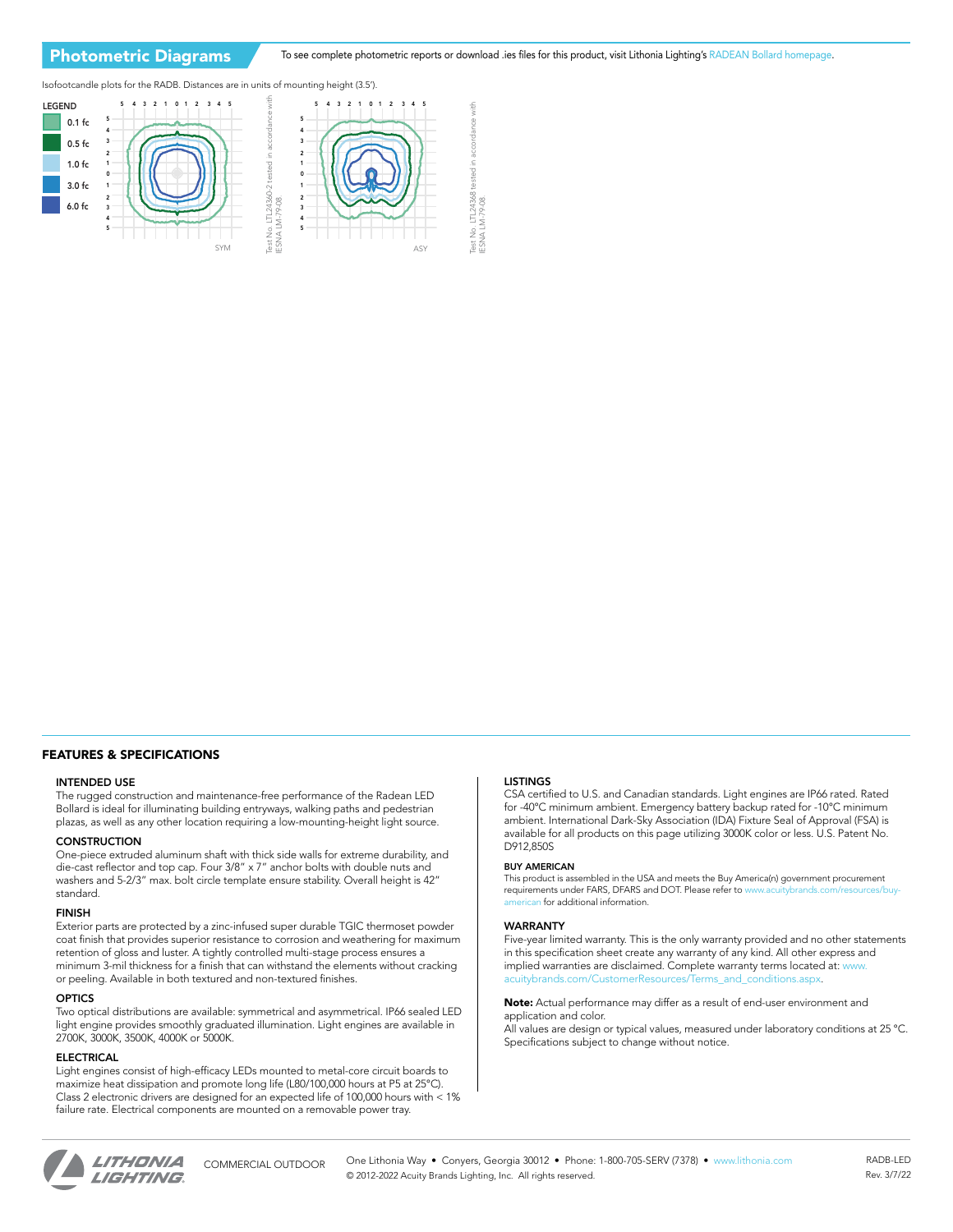## Photometric Diagrams

To see complete photometric reports or download .ies files for this product, visit Lithonia Lighting's RADEAN Bollard homepage.

Isofootcandle plots for the RADB. Distances are in units of mounting height (3.5').

LEGEND

0.1 fc

0.5 fc

1.0 fc

3.0 fc

6.0 fc

5 4 3 2 1 0 1 2 3 4 5

SYM

Test No. LTL24360-2 tested in accordance with IESNA LM-79-08.

5 4 3 2 1 0 1 2 3 4 5

ASY

Test No. LTL24368 tested in accordance with IESNA LM-79-08.

## FEATURES & SPECIFICATIONS

### INTENDED USE

The rugged construction and maintenance-free performance of the Radean LED Bollard is ideal for illuminating building entryways, walking paths and pedestrian plazas, as well as any other location requiring a low-mounting-height light source.

### CONSTRUCTION

One-piece extruded aluminum shaft with thick side walls for extreme durability, and die-cast reflector and top cap. Four 3/8" x 7" anchor bolts with double nuts and washers and 5-2/3" max. bolt circle template ensure stability. Overall height is 42" standard.

### FINISH

Exterior parts are protected by a zinc-infused super durable TGIC thermoset powder coat finish that provides superior resistance to corrosion and weathering for maximum retention of gloss and luster. A tightly controlled multi-stage process ensures a minimum 3-mil thickness for a finish that can withstand the elements without cracking or peeling. Available in both textured and non-textured finishes.

### OPTICS

Two optical distributions are available: symmetrical and asymmetrical. IP66 sealed LED light engine provides smoothly graduated illumination. Light engines are available in 2700K, 3000K, 3500K, 4000K or 5000K.

### ELECTRICAL

Light engines consist of high-efficacy LEDs mounted to metal-core circuit boards to maximize heat dissipation and promote long life (L80/100,000 hours at P5 at 25°C). Class 2 electronic drivers are designed for an expected life of 100,000 hours with < 1% failure rate. Electrical components are mounted on a removable power tray.

### LISTINGS

CSA certified to U.S. and Canadian standards. Light engines are IP66 rated. Rated for -40°C minimum ambient. Emergency battery backup rated for -10°C minimum ambient. International Dark-Sky Association (IDA) Fixture Seal of Approval (FSA) is available for all products on this page utilizing 3000K color or less. U.S. Patent No. D912,850S

### BUY AMERICAN

This product is assembled in the USA and meets the Buy America(n) government procurement requirements under FARS, DFARS and DOT. Please refer to www.acuitybrands.com/resources/buy-american for additional information.

### WARRANTY

Five-year limited warranty. This is the only warranty provided and no other statements in this specification sheet create any warranty of any kind. All other express and implied warranties are disclaimed. Complete warranty terms located at: www.acuitybrands.com/CustomerResources/Terms_and_conditions.aspx.

**Note:** Actual performance may differ as a result of end-user environment and application and color.
All values are design or typical values, measured under laboratory conditions at 25 °C.
Specifications subject to change without notice.

LITHONIA LIGHTING® COMMERCIAL OUTDOOR

One Lithonia Way • Conyers, Georgia 30012 • Phone: 1-800-705-SERV (7378) • www.lithonia.com
© 2012-2022 Acuity Brands Lighting, Inc. All rights reserved.

RADB-LED
Rev. 3/7/22